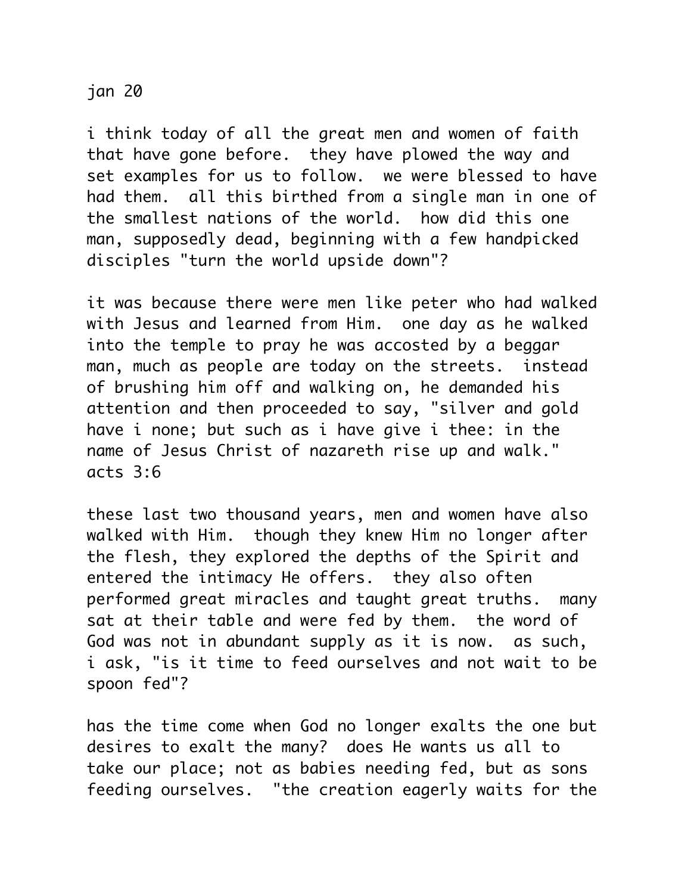jan 20

i think today of all the great men and women of faith that have gone before. they have plowed the way and set examples for us to follow. we were blessed to have had them. all this birthed from a single man in one of the smallest nations of the world. how did this one man, supposedly dead, beginning with a few handpicked disciples "turn the world upside down"?

it was because there were men like peter who had walked with Jesus and learned from Him. one day as he walked into the temple to pray he was accosted by a beggar man, much as people are today on the streets. instead of brushing him off and walking on, he demanded his attention and then proceeded to say, "silver and gold have i none; but such as i have give i thee: in the name of Jesus Christ of nazareth rise up and walk." acts 3:6

these last two thousand years, men and women have also walked with Him. though they knew Him no longer after the flesh, they explored the depths of the Spirit and entered the intimacy He offers. they also often performed great miracles and taught great truths. many sat at their table and were fed by them. the word of God was not in abundant supply as it is now. as such, i ask, "is it time to feed ourselves and not wait to be spoon fed"?

has the time come when God no longer exalts the one but desires to exalt the many? does He wants us all to take our place; not as babies needing fed, but as sons feeding ourselves. "the creation eagerly waits for the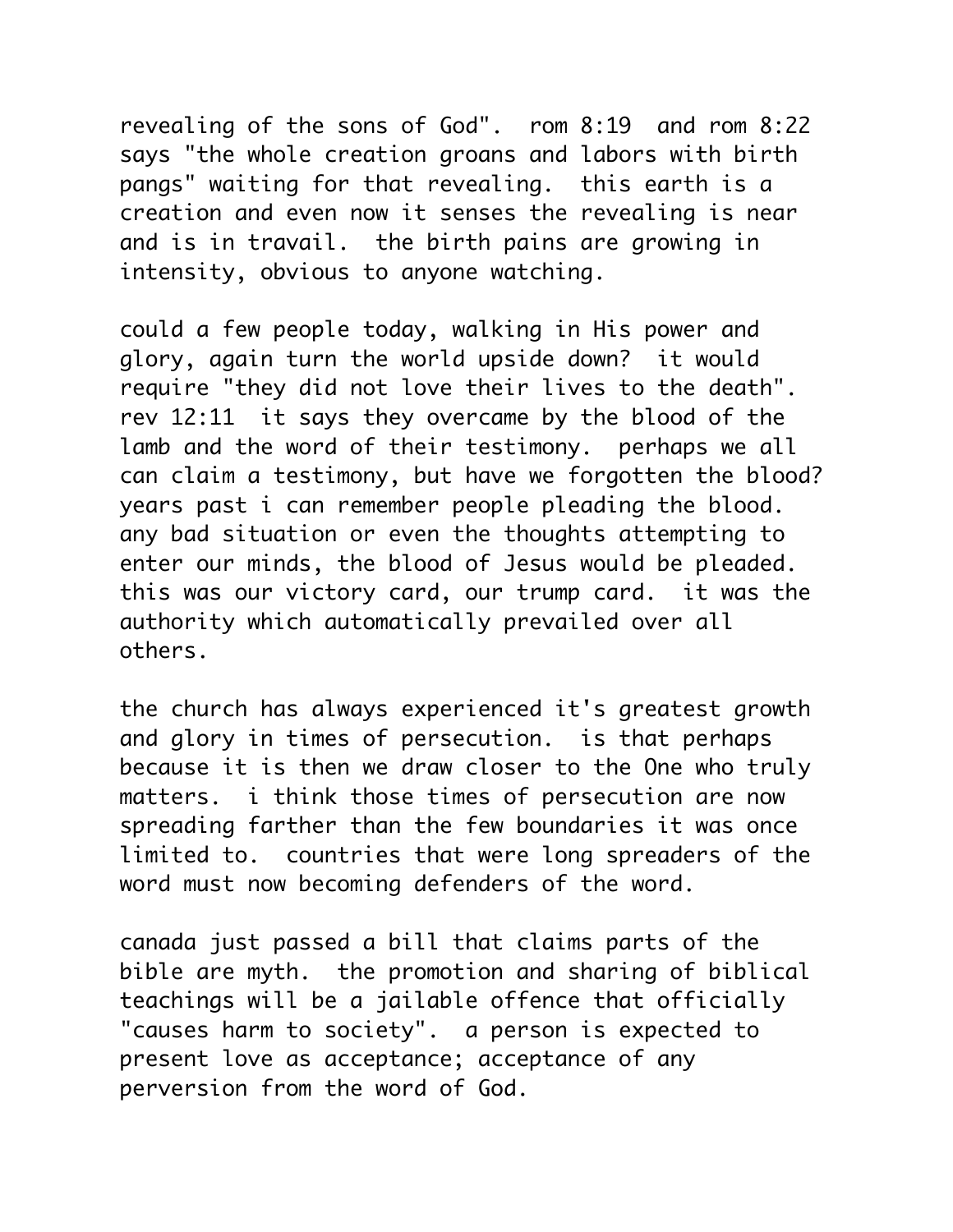revealing of the sons of God". rom 8:19 and rom 8:22 says "the whole creation groans and labors with birth pangs" waiting for that revealing. this earth is a creation and even now it senses the revealing is near and is in travail. the birth pains are growing in intensity, obvious to anyone watching.

could a few people today, walking in His power and glory, again turn the world upside down? it would require "they did not love their lives to the death". rev 12:11 it says they overcame by the blood of the lamb and the word of their testimony. perhaps we all can claim a testimony, but have we forgotten the blood? years past i can remember people pleading the blood. any bad situation or even the thoughts attempting to enter our minds, the blood of Jesus would be pleaded. this was our victory card, our trump card. it was the authority which automatically prevailed over all others.

the church has always experienced it's greatest growth and glory in times of persecution. is that perhaps because it is then we draw closer to the One who truly matters. i think those times of persecution are now spreading farther than the few boundaries it was once limited to. countries that were long spreaders of the word must now becoming defenders of the word.

canada just passed a bill that claims parts of the bible are myth. the promotion and sharing of biblical teachings will be a jailable offence that officially "causes harm to society". a person is expected to present love as acceptance; acceptance of any perversion from the word of God.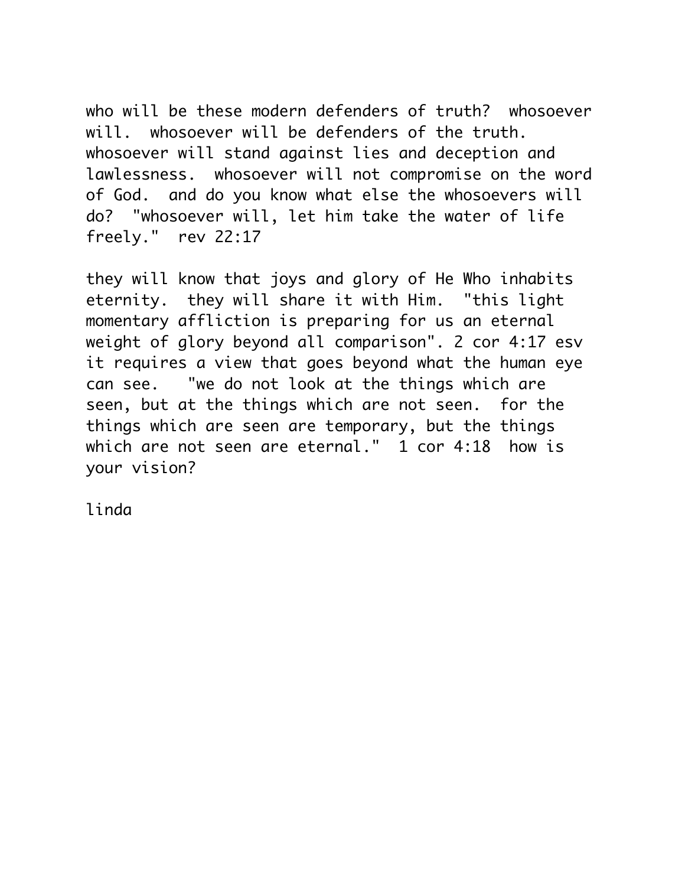who will be these modern defenders of truth? whosoever will. whosoever will be defenders of the truth. whosoever will stand against lies and deception and lawlessness. whosoever will not compromise on the word of God. and do you know what else the whosoevers will do? "whosoever will, let him take the water of life freely." rev 22:17

they will know that joys and glory of He Who inhabits eternity. they will share it with Him. "this light momentary affliction is preparing for us an eternal weight of glory beyond all comparison". 2 cor 4:17 esv it requires a view that goes beyond what the human eye can see. "we do not look at the things which are seen, but at the things which are not seen. for the things which are seen are temporary, but the things which are not seen are eternal." 1 cor 4:18 how is your vision?

linda